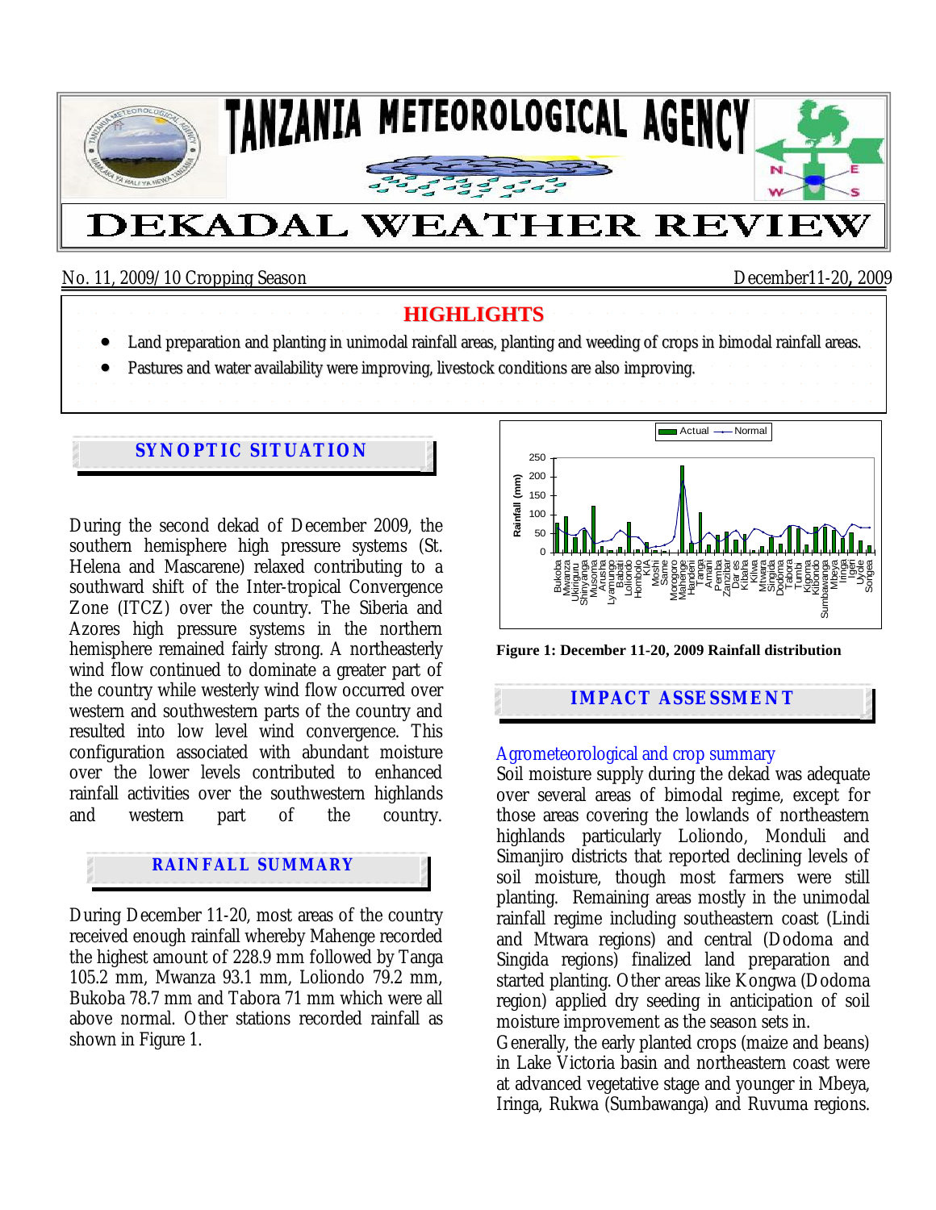# TANZANIA METEOROLOGICAL AGENCY

# DEKADAL WEATHER REVIEW

No. 11, 2009/10 Cropping Season — December 11-20, 2009

## HIGHLIGHTS

- Land preparation and planting in unimodal rainfall areas, planting and weeding of crops in bimodal rainfall areas.
- Pastures and water availability were improving, livestock conditions are also improving.

## SYNOPTIC SITUATION

During the second dekad of December 2009, the southern hemisphere high pressure systems (St. Helena and Mascarene) relaxed contributing to a southward shift of the Inter-tropical Convergence Zone (ITCZ) over the country. The Siberia and Azores high pressure systems in the northern hemisphere remained fairly strong. A northeasterly wind flow continued to dominate a greater part of the country while westerly wind flow occurred over western and southwestern parts of the country and resulted into low level wind convergence. This configuration associated with abundant moisture over the lower levels contributed to enhanced rainfall activities over the southwestern highlands and western part of the country.

## RAINFALL SUMMARY

During December 11-20, most areas of the country received enough rainfall whereby Mahenge recorded the highest amount of 228.9 mm followed by Tanga 105.2 mm, Mwanza 93.1 mm, Loliondo 79.2 mm, Bukoba 78.7 mm and Tabora 71 mm which were all above normal. Other stations recorded rainfall as shown in Figure 1.

**Figure 1: December 11-20, 2009 Rainfall distribution**

## IMPACT ASSESSMENT

### Agrometeorological and crop summary

Soil moisture supply during the dekad was adequate over several areas of bimodal regime, except for those areas covering the lowlands of northeastern highlands particularly Loliondo, Monduli and Simanjiro districts that reported declining levels of soil moisture, though most farmers were still planting. Remaining areas mostly in the unimodal rainfall regime including southeastern coast (Lindi and Mtwara regions) and central (Dodoma and Singida regions) finalized land preparation and started planting. Other areas like Kongwa (Dodoma region) applied dry seeding in anticipation of soil moisture improvement as the season sets in.

Generally, the early planted crops (maize and beans) in Lake Victoria basin and northeastern coast were at advanced vegetative stage and younger in Mbeya, Iringa, Rukwa (Sumbawanga) and Ruvuma regions.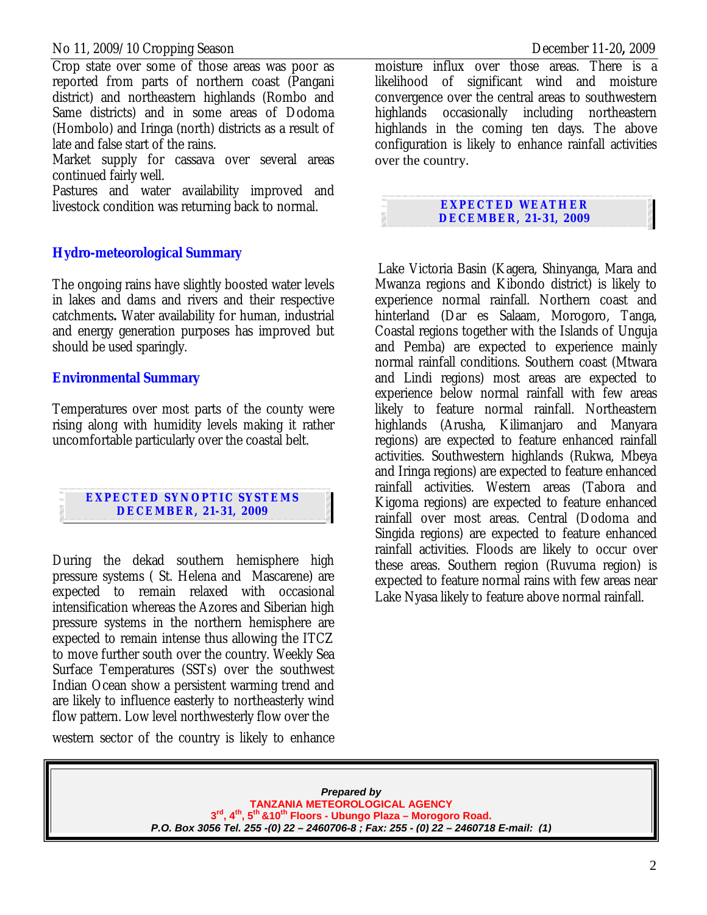Crop state over some of those areas was poor as reported from parts of northern coast (Pangani district) and northeastern highlands (Rombo and Same districts) and in some areas of Dodoma (Hombolo) and Iringa (north) districts as a result of late and false start of the rains.

Market supply for cassava over several areas continued fairly well.

Pastures and water availability improved and livestock condition was returning back to normal.

## Hydro-meteorological Summary

The ongoing rains have slightly boosted water levels in lakes and dams and rivers and their respective catchments**.** Water availability for human, industrial and energy generation purposes has improved but should be used sparingly.

## Environmental Summary

Temperatures over most parts of the county were rising along with humidity levels making it rather uncomfortable particularly over the coastal belt.

## EXPECTED SYNOPTIC SYSTEMS DECEMBER, 21-31, 2009

During the dekad southern hemisphere high pressure systems ( St. Helena and Mascarene) are expected to remain relaxed with occasional intensification whereas the Azores and Siberian high pressure systems in the northern hemisphere are expected to remain intense thus allowing the ITCZ to move further south over the country. Weekly Sea Surface Temperatures (SSTs) over the southwest Indian Ocean show a persistent warming trend and are likely to influence easterly to northeasterly wind flow pattern. Low level northwesterly flow over the western sector of the country is likely to enhance moisture influx over those areas. There is a likelihood of significant wind and moisture convergence over the central areas to southwestern highlands occasionally including northeastern highlands in the coming ten days. The above configuration is likely to enhance rainfall activities over the country.

## EXPECTED WEATHER DECEMBER, 21-31, 2009

Lake Victoria Basin (Kagera, Shinyanga, Mara and Mwanza regions and Kibondo district) is likely to experience normal rainfall. Northern coast and hinterland (Dar es Salaam, Morogoro, Tanga, Coastal regions together with the Islands of Unguja and Pemba) are expected to experience mainly normal rainfall conditions. Southern coast (Mtwara and Lindi regions) most areas are expected to experience below normal rainfall with few areas likely to feature normal rainfall. Northeastern highlands (Arusha, Kilimanjaro and Manyara regions) are expected to feature enhanced rainfall activities. Southwestern highlands (Rukwa, Mbeya and Iringa regions) are expected to feature enhanced rainfall activities. Western areas (Tabora and Kigoma regions) are expected to feature enhanced rainfall over most areas. Central (Dodoma and Singida regions) are expected to feature enhanced rainfall activities. Floods are likely to occur over these areas. Southern region (Ruvuma region) is expected to feature normal rains with few areas near Lake Nyasa likely to feature above normal rainfall.

***Prepared by***

**TANZANIA METEOROLOGICAL AGENCY**

**3rd, 4th, 5th &10th Floors - Ubungo Plaza – Morogoro Road.**

***P.O. Box 3056 Tel. 255 -(0) 22 – 2460706-8 ; Fax: 255 - (0) 22 – 2460718 E-mail: (1)***